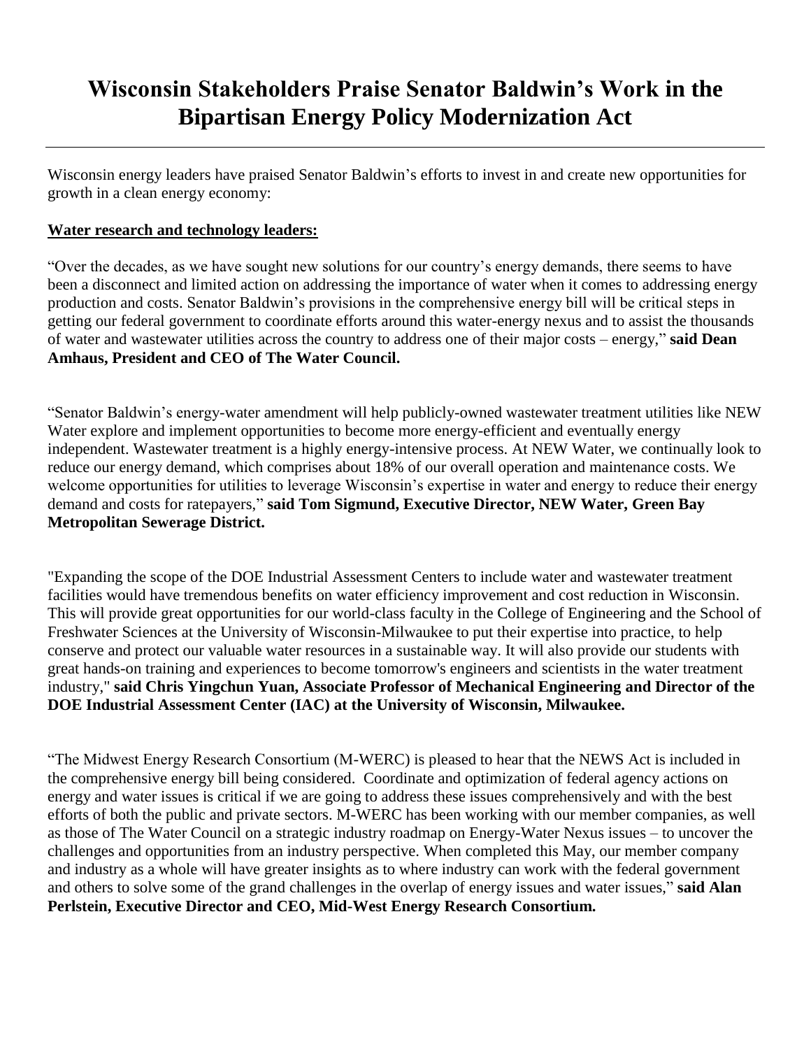# Wisconsin Stakeholders Praise Senator Baldwin's Work in the Bipartisan Energy Policy Modernization Act

---

Wisconsin energy leaders have praised Senator Baldwin's efforts to invest in and create new opportunities for growth in a clean energy economy:

**Water research and technology leaders:**

"Over the decades, as we have sought new solutions for our country's energy demands, there seems to have been a disconnect and limited action on addressing the importance of water when it comes to addressing energy production and costs. Senator Baldwin's provisions in the comprehensive energy bill will be critical steps in getting our federal government to coordinate efforts around this water-energy nexus and to assist the thousands of water and wastewater utilities across the country to address one of their major costs – energy," **said Dean Amhaus, President and CEO of The Water Council.**

"Senator Baldwin's energy-water amendment will help publicly-owned wastewater treatment utilities like NEW Water explore and implement opportunities to become more energy-efficient and eventually energy independent. Wastewater treatment is a highly energy-intensive process. At NEW Water, we continually look to reduce our energy demand, which comprises about 18% of our overall operation and maintenance costs. We welcome opportunities for utilities to leverage Wisconsin's expertise in water and energy to reduce their energy demand and costs for ratepayers," **said Tom Sigmund, Executive Director, NEW Water, Green Bay Metropolitan Sewerage District.**

"Expanding the scope of the DOE Industrial Assessment Centers to include water and wastewater treatment facilities would have tremendous benefits on water efficiency improvement and cost reduction in Wisconsin. This will provide great opportunities for our world-class faculty in the College of Engineering and the School of Freshwater Sciences at the University of Wisconsin-Milwaukee to put their expertise into practice, to help conserve and protect our valuable water resources in a sustainable way. It will also provide our students with great hands-on training and experiences to become tomorrow's engineers and scientists in the water treatment industry," **said Chris Yingchun Yuan, Associate Professor of Mechanical Engineering and Director of the DOE Industrial Assessment Center (IAC) at the University of Wisconsin, Milwaukee.**

"The Midwest Energy Research Consortium (M-WERC) is pleased to hear that the NEWS Act is included in the comprehensive energy bill being considered. Coordinate and optimization of federal agency actions on energy and water issues is critical if we are going to address these issues comprehensively and with the best efforts of both the public and private sectors. M-WERC has been working with our member companies, as well as those of The Water Council on a strategic industry roadmap on Energy-Water Nexus issues – to uncover the challenges and opportunities from an industry perspective. When completed this May, our member company and industry as a whole will have greater insights as to where industry can work with the federal government and others to solve some of the grand challenges in the overlap of energy issues and water issues," **said Alan Perlstein, Executive Director and CEO, Mid-West Energy Research Consortium.**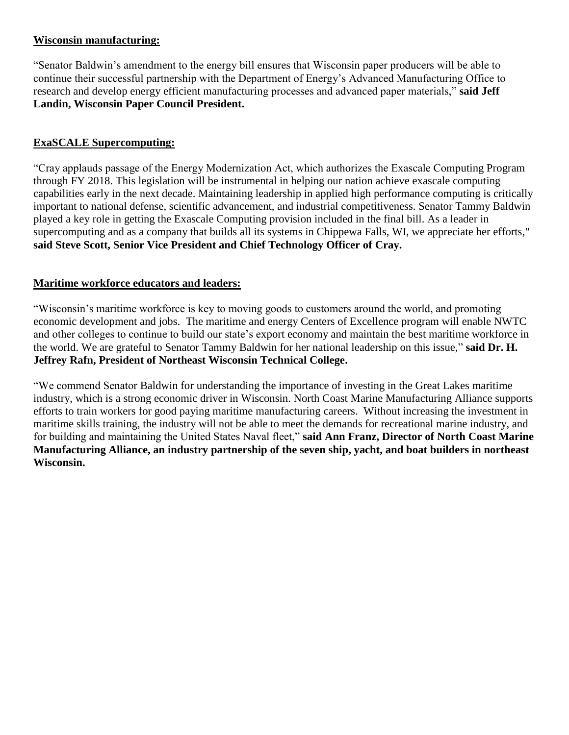**Wisconsin manufacturing:**

"Senator Baldwin's amendment to the energy bill ensures that Wisconsin paper producers will be able to continue their successful partnership with the Department of Energy's Advanced Manufacturing Office to research and develop energy efficient manufacturing processes and advanced paper materials," **said Jeff Landin, Wisconsin Paper Council President.**

**ExaSCALE Supercomputing:**

"Cray applauds passage of the Energy Modernization Act, which authorizes the Exascale Computing Program through FY 2018. This legislation will be instrumental in helping our nation achieve exascale computing capabilities early in the next decade. Maintaining leadership in applied high performance computing is critically important to national defense, scientific advancement, and industrial competitiveness. Senator Tammy Baldwin played a key role in getting the Exascale Computing provision included in the final bill. As a leader in supercomputing and as a company that builds all its systems in Chippewa Falls, WI, we appreciate her efforts," **said Steve Scott, Senior Vice President and Chief Technology Officer of Cray.**

**Maritime workforce educators and leaders:**

"Wisconsin's maritime workforce is key to moving goods to customers around the world, and promoting economic development and jobs. The maritime and energy Centers of Excellence program will enable NWTC and other colleges to continue to build our state's export economy and maintain the best maritime workforce in the world. We are grateful to Senator Tammy Baldwin for her national leadership on this issue," **said Dr. H. Jeffrey Rafn, President of Northeast Wisconsin Technical College.**

"We commend Senator Baldwin for understanding the importance of investing in the Great Lakes maritime industry, which is a strong economic driver in Wisconsin. North Coast Marine Manufacturing Alliance supports efforts to train workers for good paying maritime manufacturing careers. Without increasing the investment in maritime skills training, the industry will not be able to meet the demands for recreational marine industry, and for building and maintaining the United States Naval fleet," **said Ann Franz, Director of North Coast Marine Manufacturing Alliance, an industry partnership of the seven ship, yacht, and boat builders in northeast Wisconsin.**